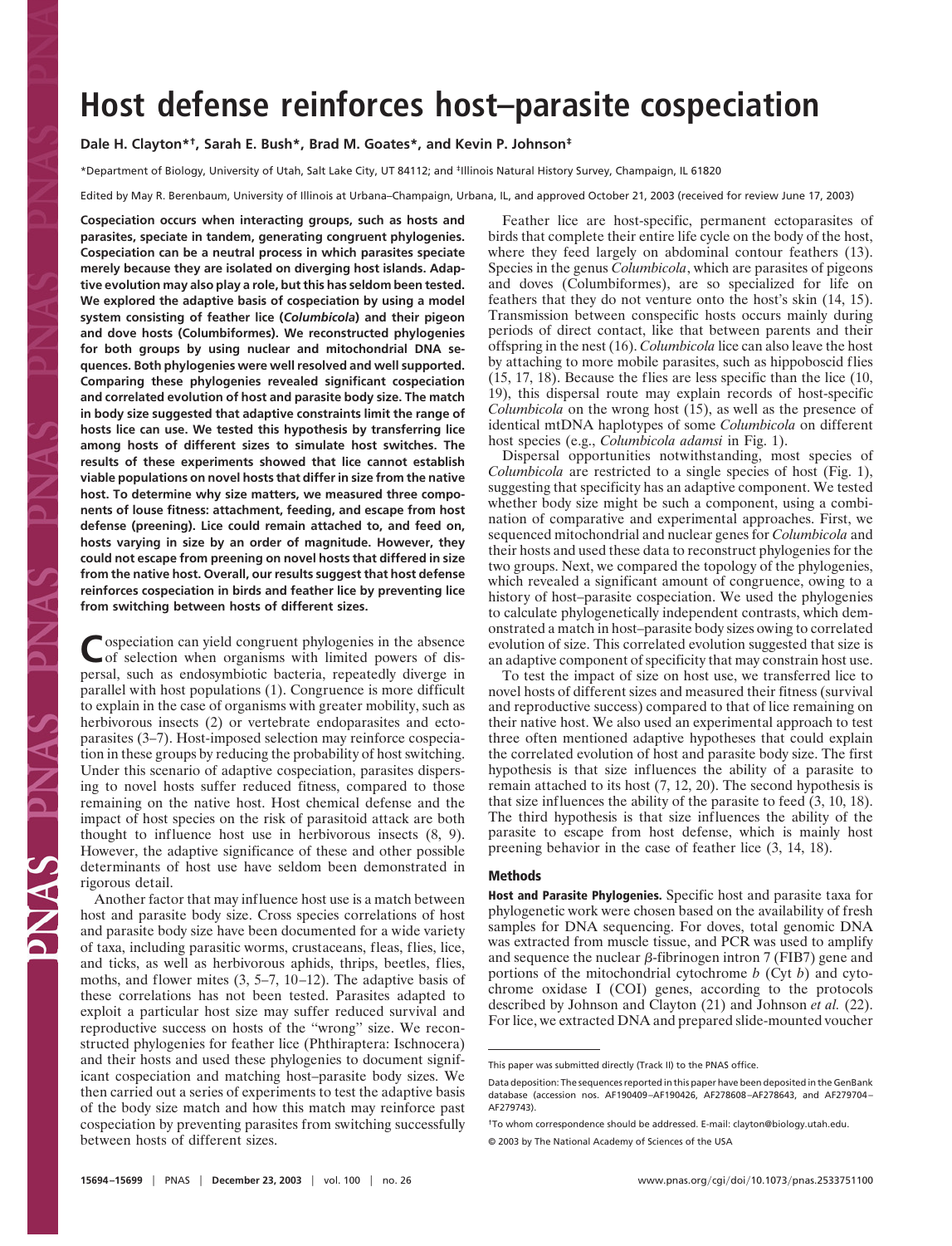# Host defense reinforces host–parasite cospeciation

**Dale H. Clayton*[†], Sarah E. Bush*, Brad M. Goates*, and Kevin P. Johnson[‡]**

*Department of Biology, University of Utah, Salt Lake City, UT 84112; and [‡]Illinois Natural History Survey, Champaign, IL 61820

Edited by May R. Berenbaum, University of Illinois at Urbana–Champaign, Urbana, IL, and approved October 21, 2003 (received for review June 17, 2003)

**Cospeciation occurs when interacting groups, such as hosts and parasites, speciate in tandem, generating congruent phylogenies. Cospeciation can be a neutral process in which parasites speciate merely because they are isolated on diverging host islands. Adaptive evolution may also play a role, but this has seldom been tested. We explored the adaptive basis of cospeciation by using a model system consisting of feather lice (*Columbicola*) and their pigeon and dove hosts (Columbiformes). We reconstructed phylogenies for both groups by using nuclear and mitochondrial DNA sequences. Both phylogenies were well resolved and well supported. Comparing these phylogenies revealed significant cospeciation and correlated evolution of host and parasite body size. The match in body size suggested that adaptive constraints limit the range of hosts lice can use. We tested this hypothesis by transferring lice among hosts of different sizes to simulate host switches. The results of these experiments showed that lice cannot establish viable populations on novel hosts that differ in size from the native host. To determine why size matters, we measured three components of louse fitness: attachment, feeding, and escape from host defense (preening). Lice could remain attached to, and feed on, hosts varying in size by an order of magnitude. However, they could not escape from preening on novel hosts that differed in size from the native host. Overall, our results suggest that host defense reinforces cospeciation in birds and feather lice by preventing lice from switching between hosts of different sizes.**

Cospeciation can yield congruent phylogenies in the absence of selection when organisms with limited powers of dispersal, such as endosymbiotic bacteria, repeatedly diverge in parallel with host populations (1). Congruence is more difficult to explain in the case of organisms with greater mobility, such as herbivorous insects (2) or vertebrate endoparasites and ectoparasites (3–7). Host-imposed selection may reinforce cospeciation in these groups by reducing the probability of host switching. Under this scenario of adaptive cospeciation, parasites dispersing to novel hosts suffer reduced fitness, compared to those remaining on the native host. Host chemical defense and the impact of host species on the risk of parasitoid attack are both thought to influence host use in herbivorous insects (8, 9). However, the adaptive significance of these and other possible determinants of host use have seldom been demonstrated in rigorous detail.

Another factor that may influence host use is a match between host and parasite body size. Cross species correlations of host and parasite body size have been documented for a wide variety of taxa, including parasitic worms, crustaceans, fleas, flies, lice, and ticks, as well as herbivorous aphids, thrips, beetles, flies, moths, and flower mites (3, 5–7, 10–12). The adaptive basis of these correlations has not been tested. Parasites adapted to exploit a particular host size may suffer reduced survival and reproductive success on hosts of the "wrong" size. We reconstructed phylogenies for feather lice (Phthiraptera: Ischnocera) and their hosts and used these phylogenies to document significant cospeciation and matching host–parasite body sizes. We then carried out a series of experiments to test the adaptive basis of the body size match and how this match may reinforce past cospeciation by preventing parasites from switching successfully between hosts of different sizes.

Feather lice are host-specific, permanent ectoparasites of birds that complete their entire life cycle on the body of the host, where they feed largely on abdominal contour feathers (13). Species in the genus *Columbicola*, which are parasites of pigeons and doves (Columbiformes), are so specialized for life on feathers that they do not venture onto the host's skin (14, 15). Transmission between conspecific hosts occurs mainly during periods of direct contact, like that between parents and their offspring in the nest (16). *Columbicola* lice can also leave the host by attaching to more mobile parasites, such as hippoboscid flies (15, 17, 18). Because the flies are less specific than the lice (10, 19), this dispersal route may explain records of host-specific *Columbicola* on the wrong host (15), as well as the presence of identical mtDNA haplotypes of some *Columbicola* on different host species (e.g., *Columbicola adamsi* in Fig. 1).

Dispersal opportunities notwithstanding, most species of *Columbicola* are restricted to a single species of host (Fig. 1), suggesting that specificity has an adaptive component. We tested whether body size might be such a component, using a combination of comparative and experimental approaches. First, we sequenced mitochondrial and nuclear genes for *Columbicola* and their hosts and used these data to reconstruct phylogenies for the two groups. Next, we compared the topology of the phylogenies, which revealed a significant amount of congruence, owing to a history of host–parasite cospeciation. We used the phylogenies to calculate phylogenetically independent contrasts, which demonstrated a match in host–parasite body sizes owing to correlated evolution of size. This correlated evolution suggested that size is an adaptive component of specificity that may constrain host use.

To test the impact of size on host use, we transferred lice to novel hosts of different sizes and measured their fitness (survival and reproductive success) compared to that of lice remaining on their native host. We also used an experimental approach to test three often mentioned adaptive hypotheses that could explain the correlated evolution of host and parasite body size. The first hypothesis is that size influences the ability of a parasite to remain attached to its host (7, 12, 20). The second hypothesis is that size influences the ability of the parasite to feed (3, 10, 18). The third hypothesis is that size influences the ability of the parasite to escape from host defense, which is mainly host preening behavior in the case of feather lice (3, 14, 18).

## Methods

**Host and Parasite Phylogenies.** Specific host and parasite taxa for phylogenetic work were chosen based on the availability of fresh samples for DNA sequencing. For doves, total genomic DNA was extracted from muscle tissue, and PCR was used to amplify and sequence the nuclear β-fibrinogen intron 7 (FIB7) gene and portions of the mitochondrial cytochrome *b* (Cyt *b*) and cytochrome oxidase I (COI) genes, according to the protocols described by Johnson and Clayton (21) and Johnson *et al.* (22). For lice, we extracted DNA and prepared slide-mounted voucher

This paper was submitted directly (Track II) to the PNAS office.

Data deposition: The sequences reported in this paper have been deposited in the GenBank database (accession nos. AF190409–AF190426, AF278608–AF278643, and AF279704–AF279743).

[†]To whom correspondence should be addressed. E-mail: clayton@biology.utah.edu.

© 2003 by The National Academy of Sciences of the USA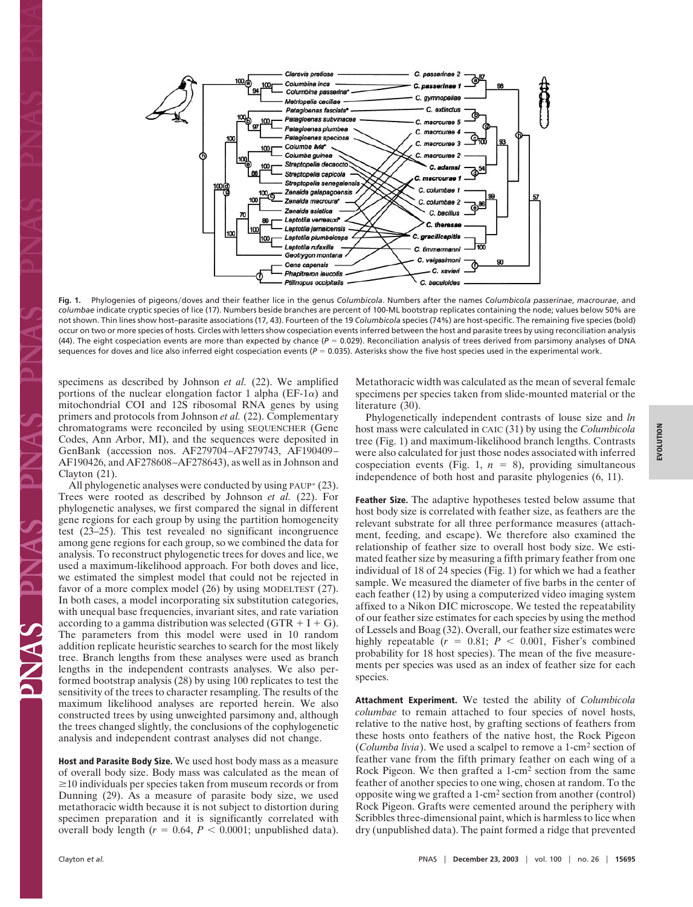**Fig. 1.** Phylogenies of pigeons/doves and their feather lice in the genus *Columbicola*. Numbers after the names *Columbicola passerinae*, *macrourae*, and *columbae* indicate cryptic species of lice (17). Numbers beside branches are percent of 100-ML bootstrap replicates containing the node; values below 50% are not shown. Thin lines show host–parasite associations (17, 43). Fourteen of the 19 *Columbicola* species (74%) are host-specific. The remaining five species (bold) occur on two or more species of hosts. Circles with letters show cospeciation events inferred between the host and parasite trees by using reconciliation analysis (44). The eight cospeciation events are more than expected by chance ($P = 0.029$). Reconciliation analysis of trees derived from parsimony analyses of DNA sequences for doves and lice also inferred eight cospeciation events ($P = 0.035$). Asterisks show the five host species used in the experimental work.

specimens as described by Johnson *et al.* (22). We amplified portions of the nuclear elongation factor 1 alpha (EF-1$\alpha$) and mitochondrial COI and 12S ribosomal RNA genes by using primers and protocols from Johnson *et al.* (22). Complementary chromatograms were reconciled by using SEQUENCHER (Gene Codes, Ann Arbor, MI), and the sequences were deposited in GenBank (accession nos. AF279704–AF279743, AF190409–AF190426, and AF278608–AF278643), as well as in Johnson and Clayton (21).

All phylogenetic analyses were conducted by using PAUP* (23). Trees were rooted as described by Johnson *et al.* (22). For phylogenetic analyses, we first compared the signal in different gene regions for each group by using the partition homogeneity test (23–25). This test revealed no significant incongruence among gene regions for each group, so we combined the data for analysis. To reconstruct phylogenetic trees for doves and lice, we used a maximum-likelihood approach. For both doves and lice, we estimated the simplest model that could not be rejected in favor of a more complex model (26) by using MODELTEST (27). In both cases, a model incorporating six substitution categories, with unequal base frequencies, invariant sites, and rate variation according to a gamma distribution was selected (GTR + I + G). The parameters from this model were used in 10 random addition replicate heuristic searches to search for the most likely tree. Branch lengths from these analyses were used as branch lengths in the independent contrasts analyses. We also performed bootstrap analysis (28) by using 100 replicates to test the sensitivity of the trees to character resampling. The results of the maximum likelihood analyses are reported herein. We also constructed trees by using unweighted parsimony and, although the trees changed slightly, the conclusions of the cophylogenetic analysis and independent contrast analyses did not change.

**Host and Parasite Body Size.** We used host body mass as a measure of overall body size. Body mass was calculated as the mean of $\geq$10 individuals per species taken from museum records or from Dunning (29). As a measure of parasite body size, we used metathoracic width because it is not subject to distortion during specimen preparation and it is significantly correlated with overall body length ($r = 0.64$, $P < 0.0001$; unpublished data). Metathoracic width was calculated as the mean of several female specimens per species taken from slide-mounted material or the literature (30).

Phylogenetically independent contrasts of louse size and *ln* host mass were calculated in CAIC (31) by using the *Columbicola* tree (Fig. 1) and maximum-likelihood branch lengths. Contrasts were also calculated for just those nodes associated with inferred cospeciation events (Fig. 1, $n = 8$), providing simultaneous independence of both host and parasite phylogenies (6, 11).

**Feather Size.** The adaptive hypotheses tested below assume that host body size is correlated with feather size, as feathers are the relevant substrate for all three performance measures (attachment, feeding, and escape). We therefore also examined the relationship of feather size to overall host body size. We estimated feather size by measuring a fifth primary feather from one individual of 18 of 24 species (Fig. 1) for which we had a feather sample. We measured the diameter of five barbs in the center of each feather (12) by using a computerized video imaging system affixed to a Nikon DIC microscope. We tested the repeatability of our feather size estimates for each species by using the method of Lessels and Boag (32). Overall, our feather size estimates were highly repeatable ($r = 0.81$; $P < 0.001$, Fisher's combined probability for 18 host species). The mean of the five measurements per species was used as an index of feather size for each species.

**Attachment Experiment.** We tested the ability of *Columbicola columbae* to remain attached to four species of novel hosts, relative to the native host, by grafting sections of feathers from these hosts onto feathers of the native host, the Rock Pigeon (*Columba livia*). We used a scalpel to remove a 1-cm² section of feather vane from the fifth primary feather on each wing of a Rock Pigeon. We then grafted a 1-cm² section from the same feather of another species to one wing, chosen at random. To the opposite wing we grafted a 1-cm² section from another (control) Rock Pigeon. Grafts were cemented around the periphery with Scribbles three-dimensional paint, which is harmless to lice when dry (unpublished data). The paint formed a ridge that prevented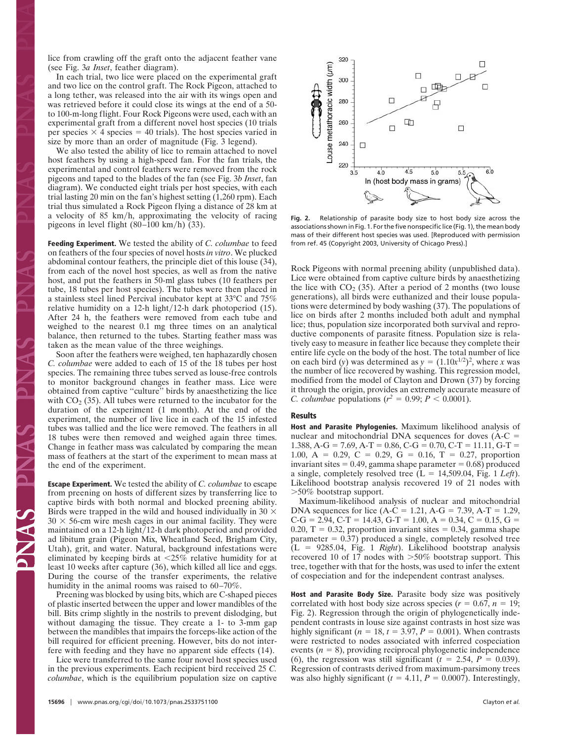lice from crawling off the graft onto the adjacent feather vane (see Fig. 3*a Inset*, feather diagram).

In each trial, two lice were placed on the experimental graft and two lice on the control graft. The Rock Pigeon, attached to a long tether, was released into the air with its wings open and was retrieved before it could close its wings at the end of a 50- to 100-m-long flight. Four Rock Pigeons were used, each with an experimental graft from a different novel host species (10 trials per species × 4 species = 40 trials). The host species varied in size by more than an order of magnitude (Fig. 3 legend).

We also tested the ability of lice to remain attached to novel host feathers by using a high-speed fan. For the fan trials, the experimental and control feathers were removed from the rock pigeons and taped to the blades of the fan (see Fig. 3*b Inset*, fan diagram). We conducted eight trials per host species, with each trial lasting 20 min on the fan's highest setting (1,260 rpm). Each trial thus simulated a Rock Pigeon flying a distance of 28 km at a velocity of 85 km/h, approximating the velocity of racing pigeons in level flight (80–100 km/h) (33).

**Feeding Experiment.** We tested the ability of *C. columbae* to feed on feathers of the four species of novel hosts *in vitro*. We plucked abdominal contour feathers, the principle diet of this louse (34), from each of the novel host species, as well as from the native host, and put the feathers in 50-ml glass tubes (10 feathers per tube, 18 tubes per host species). The tubes were then placed in a stainless steel lined Percival incubator kept at 33°C and 75% relative humidity on a 12-h light/12-h dark photoperiod (15). After 24 h, the feathers were removed from each tube and weighed to the nearest 0.1 mg three times on an analytical balance, then returned to the tubes. Starting feather mass was taken as the mean value of the three weighings.

Soon after the feathers were weighed, ten haphazardly chosen *C. columbae* were added to each of 15 of the 18 tubes per host species. The remaining three tubes served as louse-free controls to monitor background changes in feather mass. Lice were obtained from captive "culture" birds by anaesthetizing the lice with $CO_2$ (35). All tubes were returned to the incubator for the duration of the experiment (1 month). At the end of the experiment, the number of live lice in each of the 15 infested tubes was tallied and the lice were removed. The feathers in all 18 tubes were then removed and weighed again three times. Change in feather mass was calculated by comparing the mean mass of feathers at the start of the experiment to mean mass at the end of the experiment.

**Escape Experiment.** We tested the ability of *C. columbae* to escape from preening on hosts of different sizes by transferring lice to captive birds with both normal and blocked preening ability. Birds were trapped in the wild and housed individually in 30 × 30 × 56-cm wire mesh cages in our animal facility. They were maintained on a 12-h light/12-h dark photoperiod and provided ad libitum grain (Pigeon Mix, Wheatland Seed, Brigham City, Utah), grit, and water. Natural, background infestations were eliminated by keeping birds at <25% relative humidity for at least 10 weeks after capture (36), which killed all lice and eggs. During the course of the transfer experiments, the relative humidity in the animal rooms was raised to 60–70%.

Preening was blocked by using bits, which are C-shaped pieces of plastic inserted between the upper and lower mandibles of the bill. Bits crimp slightly in the nostrils to prevent dislodging, but without damaging the tissue. They create a 1- to 3-mm gap between the mandibles that impairs the forceps-like action of the bill required for efficient preening. However, bits do not interfere with feeding and they have no apparent side effects (14).

Lice were transferred to the same four novel host species used in the previous experiments. Each recipient bird received 25 *C. columbae*, which is the equilibrium population size on captive Rock Pigeons with normal preening ability (unpublished data). Lice were obtained from captive culture birds by anaesthetizing the lice with $CO_2$ (35). After a period of 2 months (two louse generations), all birds were euthanized and their louse populations were determined by body washing (37). The populations of lice on birds after 2 months included both adult and nymphal lice; thus, population size incorporated both survival and reproductive components of parasite fitness. Population size is relatively easy to measure in feather lice because they complete their entire life cycle on the body of the host. The total number of lice on each bird ($y$) was determined as $y = (1.10x^{1/2})^2$, where $x$ was the number of lice recovered by washing. This regression model, modified from the model of Clayton and Drown (37) by forcing it through the origin, provides an extremely accurate measure of *C. columbae* populations ($r^2 = 0.99$; $P < 0.0001$).

**Fig. 2.** Relationship of parasite body size to host body size across the associations shown in Fig. 1. For the five nonspecific lice (Fig. 1), the mean body mass of their different host species was used. [Reproduced with permission from ref. 45 (Copyright 2003, University of Chicago Press).]

## Results

**Host and Parasite Phylogenies.** Maximum likelihood analysis of nuclear and mitochondrial DNA sequences for doves (A-C = 1.388, A-G = 7.69, A-T = 0.86, C-G = 0.70, C-T = 11.11, G-T = 1.00, A = 0.29, C = 0.29, G = 0.16, T = 0.27, proportion invariant sites = 0.49, gamma shape parameter = 0.68) produced a single, completely resolved tree (L = 14,509.04, Fig. 1 *Left*). Likelihood bootstrap analysis recovered 19 of 21 nodes with >50% bootstrap support.

Maximum-likelihood analysis of nuclear and mitochondrial DNA sequences for lice (A-C = 1.21, A-G = 7.39, A-T = 1.29, C-G = 2.94, C-T = 14.43, G-T = 1.00, A = 0.34, C = 0.15, G = 0.20, T = 0.32, proportion invariant sites = 0.34, gamma shape parameter = 0.37) produced a single, completely resolved tree (L = 9285.04, Fig. 1 *Right*). Likelihood bootstrap analysis recovered 10 of 17 nodes with >50% bootstrap support. This tree, together with that for the hosts, was used to infer the extent of cospeciation and for the independent contrast analyses.

**Host and Parasite Body Size.** Parasite body size was positively correlated with host body size across species ($r = 0.67$, $n = 19$; Fig. 2). Regression through the origin of phylogenetically independent contrasts in louse size against contrasts in host size was highly significant ($n = 18$, $t = 3.97$, $P = 0.001$). When contrasts were restricted to nodes associated with inferred cospeciation events ($n = 8$), providing reciprocal phylogenetic independence (6), the regression was still significant ($t = 2.54$, $P = 0.039$). Regression of contrasts derived from maximum-parsimony trees was also highly significant ($t = 4.11$, $P = 0.0007$). Interestingly,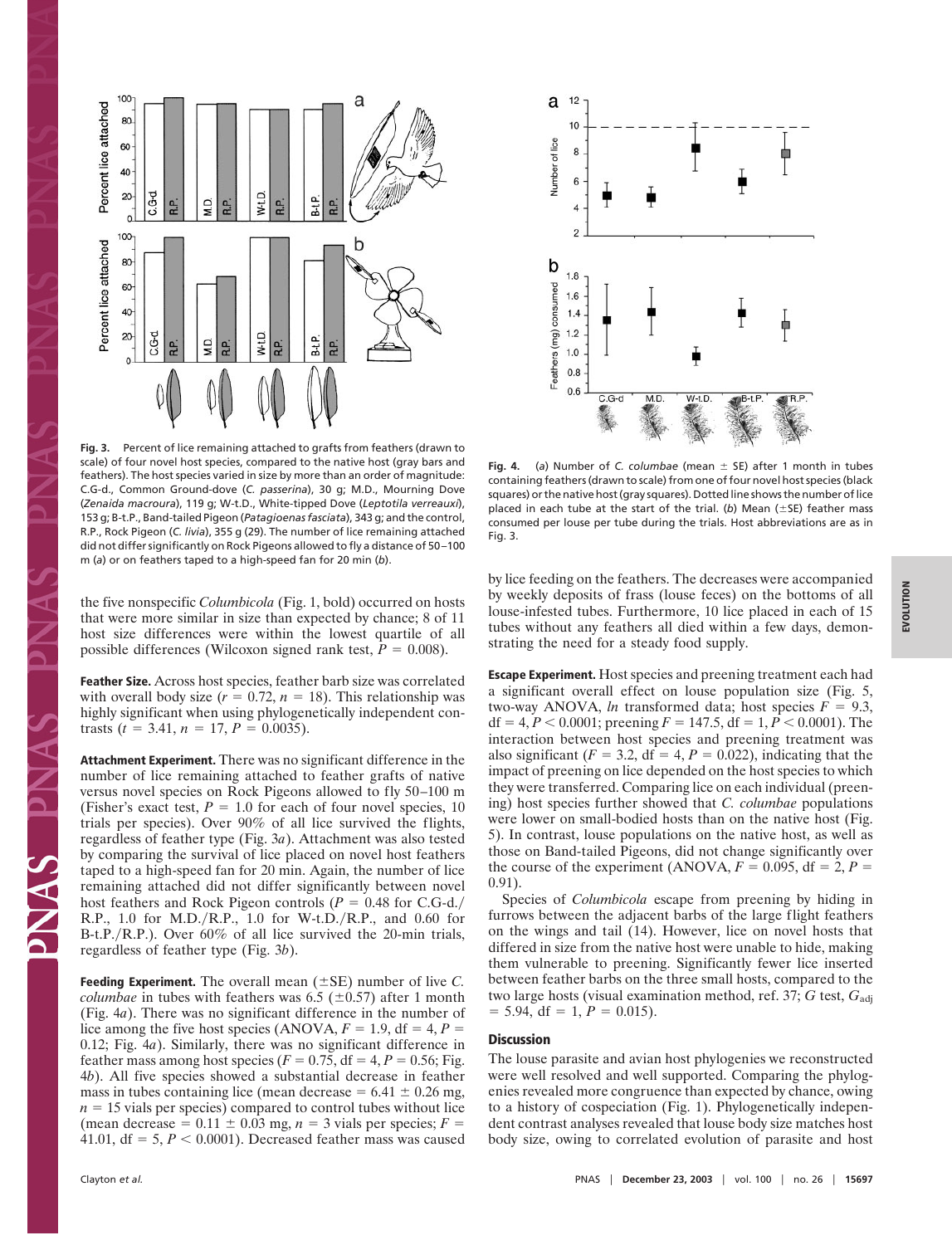Fig. 3. Percent of lice remaining attached to grafts from feathers (drawn to scale) of four novel host species, compared to the native host (gray bars and feathers). The host species varied in size by more than an order of magnitude: C.G-d., Common Ground-dove (*C. passerina*), 30 g; M.D., Mourning Dove (*Zenaida macroura*), 119 g; W-t.D., White-tipped Dove (*Leptotila verreauxi*), 153 g; B-t.P., Band-tailed Pigeon (*Patagioenas fasciata*), 343 g; and the control, R.P., Rock Pigeon (*C. livia*), 355 g (29). The number of lice remaining attached did not differ significantly on Rock Pigeons allowed to fly a distance of 50–100 m (*a*) or on feathers taped to a high-speed fan for 20 min (*b*).

Fig. 4. (*a*) Number of *C. columbae* (mean ± SE) after 1 month in tubes containing feathers (drawn to scale) from one of four novel host species (black squares) or the native host (gray squares). Dotted line shows the number of lice placed in each tube at the start of the trial. (*b*) Mean (±SE) feather mass consumed per louse per tube during the trials. Host abbreviations are as in Fig. 3.

the five nonspecific *Columbicola* (Fig. 1, bold) occurred on hosts that were more similar in size than expected by chance; 8 of 11 host size differences were within the lowest quartile of all possible differences (Wilcoxon signed rank test, $P = 0.008$).

**Feather Size.** Across host species, feather barb size was correlated with overall body size ($r = 0.72$, $n = 18$). This relationship was highly significant when using phylogenetically independent contrasts ($t = 3.41$, $n = 17$, $P = 0.0035$).

**Attachment Experiment.** There was no significant difference in the number of lice remaining attached to feather grafts of native versus novel species on Rock Pigeons allowed to fly 50–100 m (Fisher's exact test, $P = 1.0$ for each of four novel species, 10 trials per species). Over 90% of all lice survived the flights, regardless of feather type (Fig. 3*a*). Attachment was also tested by comparing the survival of lice placed on novel host feathers taped to a high-speed fan for 20 min. Again, the number of lice remaining attached did not differ significantly between novel host feathers and Rock Pigeon controls ($P = 0.48$ for C.G-d./R.P., 1.0 for M.D./R.P., 1.0 for W-t.D./R.P., and 0.60 for B-t.P./R.P.). Over 60% of all lice survived the 20-min trials, regardless of feather type (Fig. 3*b*).

**Feeding Experiment.** The overall mean (±SE) number of live *C. columbae* in tubes with feathers was 6.5 (±0.57) after 1 month (Fig. 4*a*). There was no significant difference in the number of lice among the five host species (ANOVA, $F = 1.9$, df = 4, $P = 0.12$; Fig. 4*a*). Similarly, there was no significant difference in feather mass among host species ($F = 0.75$, df = 4, $P = 0.56$; Fig. 4*b*). All five species showed a substantial decrease in feather mass in tubes containing lice (mean decrease = 6.41 ± 0.26 mg, $n = 15$ vials per species) compared to control tubes without lice (mean decrease = 0.11 ± 0.03 mg, $n = 3$ vials per species; $F = 41.01$, df = 5, $P < 0.0001$). Decreased feather mass was caused by lice feeding on the feathers. The decreases were accompanied by weekly deposits of frass (louse feces) on the bottoms of all louse-infested tubes. Furthermore, 10 lice placed in each of 15 tubes without any feathers all died within a few days, demonstrating the need for a steady food supply.

**Escape Experiment.** Host species and preening treatment each had a significant overall effect on louse population size (Fig. 5, two-way ANOVA, *ln* transformed data; host species $F = 9.3$, df = 4, $P < 0.0001$; preening $F = 147.5$, df = 1, $P < 0.0001$). The interaction between host species and preening treatment was also significant ($F = 3.2$, df = 4, $P = 0.022$), indicating that the impact of preening on lice depended on the host species to which they were transferred. Comparing lice on each individual (preening) host species further showed that *C. columbae* populations were lower on small-bodied hosts than on the native host (Fig. 5). In contrast, louse populations on the native host, as well as those on Band-tailed Pigeons, did not change significantly over the course of the experiment (ANOVA, $F = 0.095$, df = 2, $P = 0.91$).

Species of *Columbicola* escape from preening by hiding in furrows between the adjacent barbs of the large flight feathers on the wings and tail (14). However, lice on novel hosts that differed in size from the native host were unable to hide, making them vulnerable to preening. Significantly fewer lice inserted between feather barbs on the three small hosts, compared to the two large hosts (visual examination method, ref. 37; *G* test, $G_{adj} = 5.94$, df = 1, $P = 0.015$).

## Discussion

The louse parasite and avian host phylogenies we reconstructed were well resolved and well supported. Comparing the phylogenies revealed more congruence than expected by chance, owing to a history of cospeciation (Fig. 1). Phylogenetically independent contrast analyses revealed that louse body size matches host body size, owing to correlated evolution of parasite and host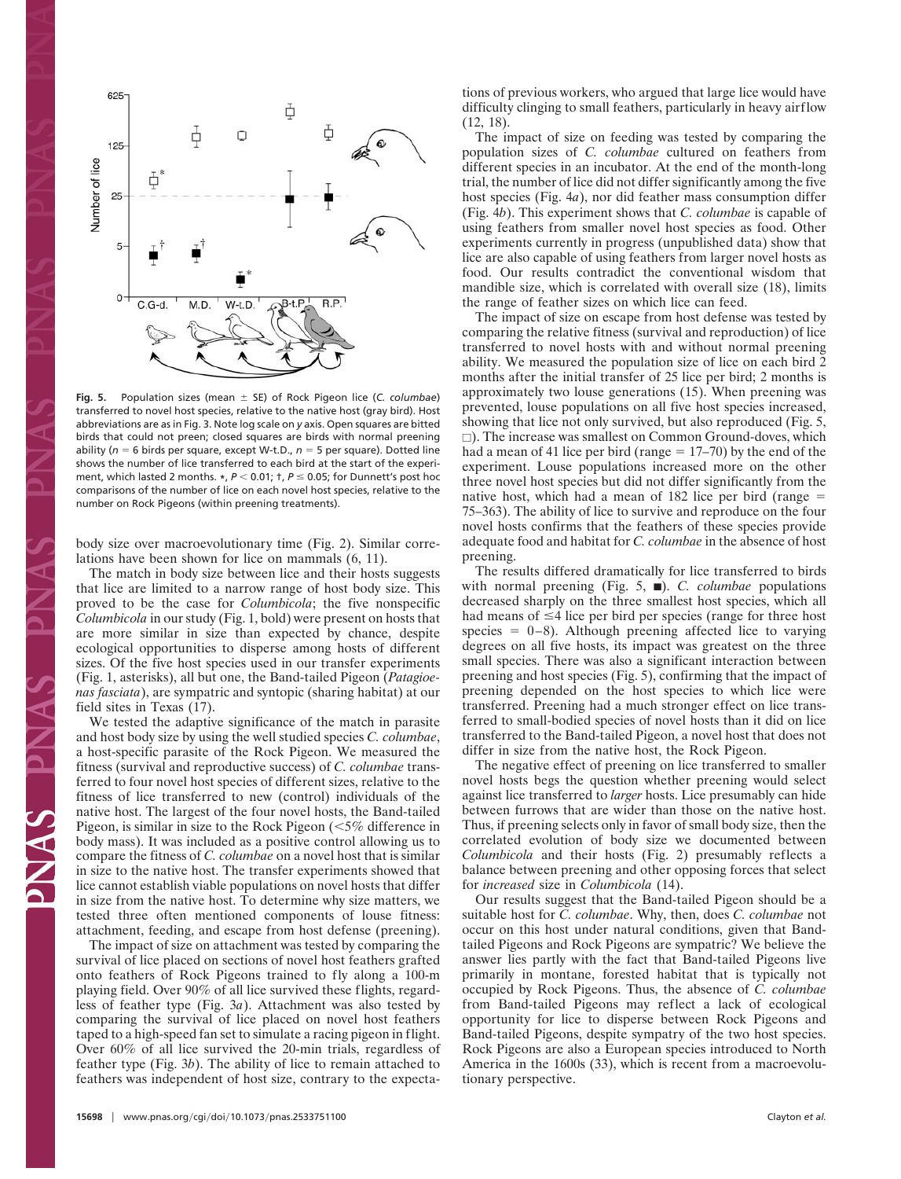**Fig. 5.** Population sizes (mean ± SE) of Rock Pigeon lice (*C. columbae*) transferred to novel host species, relative to the native host (gray bird). Host abbreviations are as in Fig. 3. Note log scale on *y* axis. Open squares are bitted birds that could not preen; closed squares are birds with normal preening ability ($n = 6$ birds per square, except W-t.D., $n = 5$ per square). Dotted line shows the number of lice transferred to each bird at the start of the experiment, which lasted 2 months. *, $P < 0.01$; †, $P \leq 0.05$; for Dunnett's post hoc comparisons of the number of lice on each novel host species, relative to the number on Rock Pigeons (within preening treatments).

body size over macroevolutionary time (Fig. 2). Similar correlations have been shown for lice on mammals (6, 11).

The match in body size between lice and their hosts suggests that lice are limited to a narrow range of host body size. This proved to be the case for *Columbicola*; the five nonspecific *Columbicola* in our study (Fig. 1, bold) were present on hosts that are more similar in size than expected by chance, despite ecological opportunities to disperse among hosts of different sizes. Of the five host species used in our transfer experiments (Fig. 1, asterisks), all but one, the Band-tailed Pigeon (*Patagioenas fasciata*), are sympatric and syntopic (sharing habitat) at our field sites in Texas (17).

We tested the adaptive significance of the match in parasite and host body size by using the well studied species *C. columbae*, a host-specific parasite of the Rock Pigeon. We measured the fitness (survival and reproductive success) of *C. columbae* transferred to four novel host species of different sizes, relative to the fitness of lice transferred to new (control) individuals of the native host. The largest of the four novel hosts, the Band-tailed Pigeon, is similar in size to the Rock Pigeon (<5% difference in body mass). It was included as a positive control allowing us to compare the fitness of *C. columbae* on a novel host that is similar in size to the native host. The transfer experiments showed that lice cannot establish viable populations on novel hosts that differ in size from the native host. To determine why size matters, we tested three often mentioned components of louse fitness: attachment, feeding, and escape from host defense (preening).

The impact of size on attachment was tested by comparing the survival of lice placed on sections of novel host feathers grafted onto feathers of Rock Pigeons trained to fly along a 100-m playing field. Over 90% of all lice survived these flights, regardless of feather type (Fig. 3*a*). Attachment was also tested by comparing the survival of lice placed on novel host feathers taped to a high-speed fan set to simulate a racing pigeon in flight. Over 60% of all lice survived the 20-min trials, regardless of feather type (Fig. 3*b*). The ability of lice to remain attached to feathers was independent of host size, contrary to the expectations of previous workers, who argued that large lice would have difficulty clinging to small feathers, particularly in heavy airflow (12, 18).

The impact of size on feeding was tested by comparing the population sizes of *C. columbae* cultured on feathers from different species in an incubator. At the end of the month-long trial, the number of lice did not differ significantly among the five host species (Fig. 4*a*), nor did feather mass consumption differ (Fig. 4*b*). This experiment shows that *C. columbae* is capable of using feathers from smaller novel host species as food. Other experiments currently in progress (unpublished data) show that lice are also capable of using feathers from larger novel hosts as food. Our results contradict the conventional wisdom that mandible size, which is correlated with overall size (18), limits the range of feather sizes on which lice can feed.

The impact of size on escape from host defense was tested by comparing the relative fitness (survival and reproduction) of lice transferred to novel hosts with and without normal preening ability. We measured the population size of lice on each bird 2 months after the initial transfer of 25 lice per bird; 2 months is approximately two louse generations (15). When preening was prevented, louse populations on all five host species increased, showing that lice not only survived, but also reproduced (Fig. 5, □). The increase was smallest on Common Ground-doves, which had a mean of 41 lice per bird (range = 17–70) by the end of the experiment. Louse populations increased more on the other three novel host species but did not differ significantly from the native host, which had a mean of 182 lice per bird (range = 75–363). The ability of lice to survive and reproduce on the four novel hosts confirms that the feathers of these species provide adequate food and habitat for *C. columbae* in the absence of host preening.

The results differed dramatically for lice transferred to birds with normal preening (Fig. 5, ■). *C. columbae* populations decreased sharply on the three smallest host species, which all had means of ≤4 lice per bird per species (range for three host species = 0–8). Although preening affected lice to varying degrees on all five hosts, its impact was greatest on the three small species. There was also a significant interaction between preening and host species (Fig. 5), confirming that the impact of preening depended on the host species to which lice were transferred. Preening had a much stronger effect on lice transferred to small-bodied species of novel hosts than it did on lice transferred to the Band-tailed Pigeon, a novel host that does not differ in size from the native host, the Rock Pigeon.

The negative effect of preening on lice transferred to smaller novel hosts begs the question whether preening would select against lice transferred to *larger* hosts. Lice presumably can hide between furrows that are wider than those on the native host. Thus, if preening selects only in favor of small body size, then the correlated evolution of body size we documented between *Columbicola* and their hosts (Fig. 2) presumably reflects a balance between preening and other opposing forces that select for *increased* size in *Columbicola* (14).

Our results suggest that the Band-tailed Pigeon should be a suitable host for *C. columbae*. Why, then, does *C. columbae* not occur on this host under natural conditions, given that Band-tailed Pigeons and Rock Pigeons are sympatric? We believe the answer lies partly with the fact that Band-tailed Pigeons live primarily in montane, forested habitat that is typically not occupied by Rock Pigeons. Thus, the absence of *C. columbae* from Band-tailed Pigeons may reflect a lack of ecological opportunity for lice to disperse between Rock Pigeons and Band-tailed Pigeons, despite sympatry of the two host species. Rock Pigeons are also a European species introduced to North America in the 1600s (33), which is recent from a macroevolutionary perspective.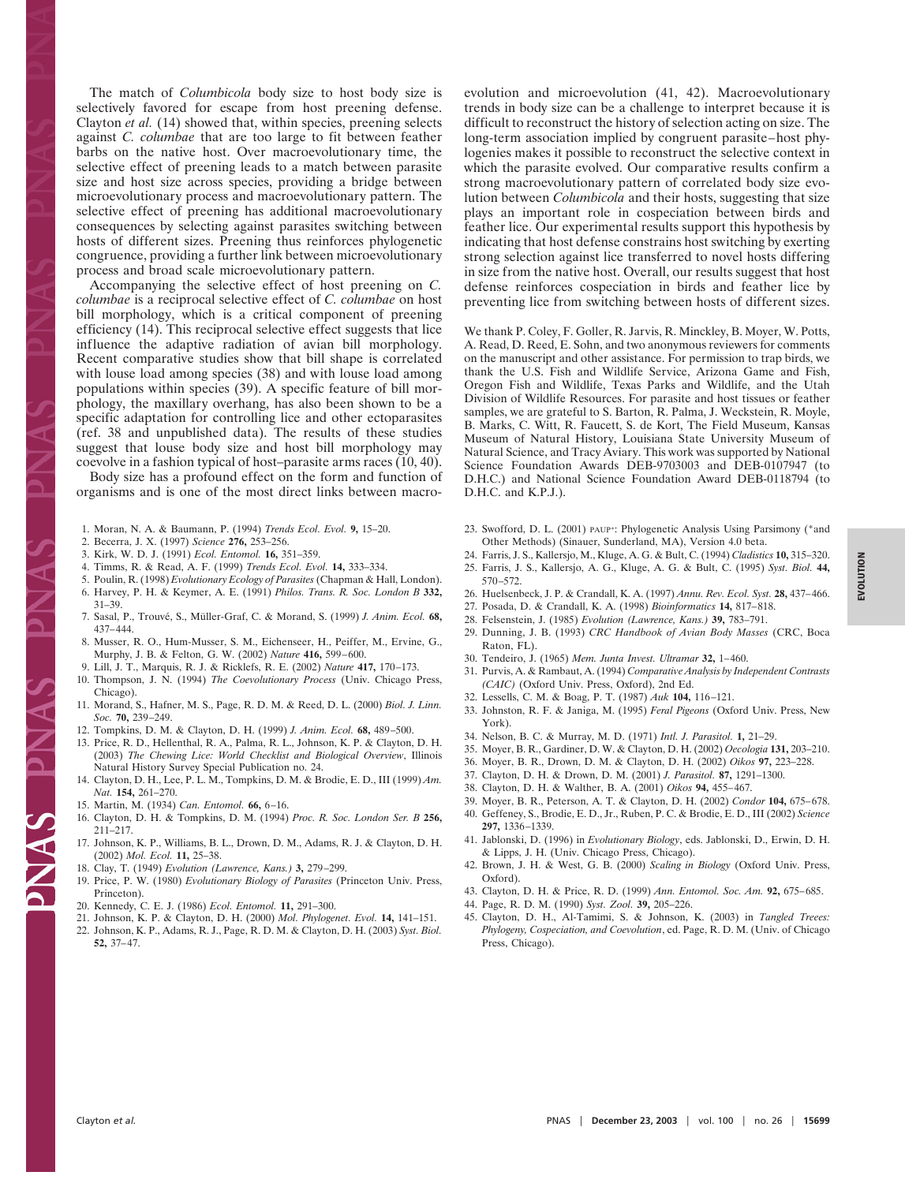The match of *Columbicola* body size to host body size is selectively favored for escape from host preening defense. Clayton *et al.* (14) showed that, within species, preening selects against *C. columbae* that are too large to fit between feather barbs on the native host. Over macroevolutionary time, the selective effect of preening leads to a match between parasite size and host size across species, providing a bridge between microevolutionary process and macroevolutionary pattern. The selective effect of preening has additional macroevolutionary consequences by selecting against parasites switching between hosts of different sizes. Preening thus reinforces phylogenetic congruence, providing a further link between microevolutionary process and broad scale microevolutionary pattern.

Accompanying the selective effect of host preening on *C. columbae* is a reciprocal selective effect of *C. columbae* on host bill morphology, which is a critical component of preening efficiency (14). This reciprocal selective effect suggests that lice influence the adaptive radiation of avian bill morphology. Recent comparative studies show that bill shape is correlated with louse load among species (38) and with louse load among populations within species (39). A specific feature of bill morphology, the maxillary overhang, has also been shown to be a specific adaptation for controlling lice and other ectoparasites (ref. 38 and unpublished data). The results of these studies suggest that louse body size and host bill morphology may coevolve in a fashion typical of host–parasite arms races (10, 40).

Body size has a profound effect on the form and function of organisms and is one of the most direct links between macroevolution and microevolution (41, 42). Macroevolutionary trends in body size can be a challenge to interpret because it is difficult to reconstruct the history of selection acting on size. The long-term association implied by congruent parasite–host phylogenies makes it possible to reconstruct the selective context in which the parasite evolved. Our comparative results confirm a strong macroevolutionary pattern of correlated body size evolution between *Columbicola* and their hosts, suggesting that size plays an important role in cospeciation between birds and feather lice. Our experimental results support this hypothesis by indicating that host defense constrains host switching by exerting strong selection against lice transferred to novel hosts differing in size from the native host. Overall, our results suggest that host defense reinforces cospeciation in birds and feather lice by preventing lice from switching between hosts of different sizes.

We thank P. Coley, F. Goller, R. Jarvis, R. Minckley, B. Moyer, W. Potts, A. Read, D. Reed, E. Sohn, and two anonymous reviewers for comments on the manuscript and other assistance. For permission to trap birds, we thank the U.S. Fish and Wildlife Service, Arizona Game and Fish, Oregon Fish and Wildlife, Texas Parks and Wildlife, and the Utah Division of Wildlife Resources. For parasite and host tissues or feather samples, we are grateful to S. Barton, R. Palma, J. Weckstein, R. Moyle, B. Marks, C. Witt, R. Faucett, S. de Kort, The Field Museum, Kansas Museum of Natural History, Louisiana State University Museum of Natural Science, and Tracy Aviary. This work was supported by National Science Foundation Awards DEB-9703003 and DEB-0107947 (to D.H.C.) and National Science Foundation Award DEB-0118794 (to D.H.C. and K.P.J.).

1. Moran, N. A. & Baumann, P. (1994) *Trends Ecol. Evol.* **9,** 15–20.
2. Becerra, J. X. (1997) *Science* **276,** 253–256.
3. Kirk, W. D. J. (1991) *Ecol. Entomol.* **16,** 351–359.
4. Timms, R. & Read, A. F. (1999) *Trends Ecol. Evol.* **14,** 333–334.
5. Poulin, R. (1998) *Evolutionary Ecology of Parasites* (Chapman & Hall, London).
6. Harvey, P. H. & Keymer, A. E. (1991) *Philos. Trans. R. Soc. London B* **332,** 31–39.
7. Sasal, P., Trouvé, S., Müller-Graf, C. & Morand, S. (1999) *J. Anim. Ecol.* **68,** 437–444.
8. Musser, R. O., Hum-Musser, S. M., Eichenseer, H., Peiffer, M., Ervine, G., Murphy, J. B. & Felton, G. W. (2002) *Nature* **416,** 599–600.
9. Lill, J. T., Marquis, R. J. & Ricklefs, R. E. (2002) *Nature* **417,** 170–173.
10. Thompson, J. N. (1994) *The Coevolutionary Process* (Univ. Chicago Press, Chicago).
11. Morand, S., Hafner, M. S., Page, R. D. M. & Reed, D. L. (2000) *Biol. J. Linn. Soc.* **70,** 239–249.
12. Tompkins, D. M. & Clayton, D. H. (1999) *J. Anim. Ecol.* **68,** 489–500.
13. Price, R. D., Hellenthal, R. A., Palma, R. L., Johnson, K. P. & Clayton, D. H. (2003) *The Chewing Lice: World Checklist and Biological Overview*, Illinois Natural History Survey Special Publication no. 24.
14. Clayton, D. H., Lee, P. L. M., Tompkins, D. M. & Brodie, E. D., III (1999) *Am. Nat.* **154,** 261–270.
15. Martin, M. (1934) *Can. Entomol.* **66,** 6–16.
16. Clayton, D. H. & Tompkins, D. M. (1994) *Proc. R. Soc. London Ser. B* **256,** 211–217.
17. Johnson, K. P., Williams, B. L., Drown, D. M., Adams, R. J. & Clayton, D. H. (2002) *Mol. Ecol.* **11,** 25–38.
18. Clay, T. (1949) *Evolution (Lawrence, Kans.)* **3,** 279–299.
19. Price, P. W. (1980) *Evolutionary Biology of Parasites* (Princeton Univ. Press, Princeton).
20. Kennedy, C. E. J. (1986) *Ecol. Entomol.* **11,** 291–300.
21. Johnson, K. P. & Clayton, D. H. (2000) *Mol. Phylogenet. Evol.* **14,** 141–151.
22. Johnson, K. P., Adams, R. J., Page, R. D. M. & Clayton, D. H. (2003) *Syst. Biol.* **52,** 37–47.
23. Swofford, D. L. (2001) PAUP*: Phylogenetic Analysis Using Parsimony (*and Other Methods) (Sinauer, Sunderland, MA), Version 4.0 beta.
24. Farris, J. S., Kallersjo, M., Kluge, A. G. & Bult, C. (1994) *Cladistics* **10,** 315–320.
25. Farris, J. S., Kallersjo, A. G., Kluge, A. G. & Bult, C. (1995) *Syst. Biol.* **44,** 570–572.
26. Huelsenbeck, J. P. & Crandall, K. A. (1997) *Annu. Rev. Ecol. Syst.* **28,** 437–466.
27. Posada, D. & Crandall, K. A. (1998) *Bioinformatics* **14,** 817–818.
28. Felsenstein, J. (1985) *Evolution (Lawrence, Kans.)* **39,** 783–791.
29. Dunning, J. B. (1993) *CRC Handbook of Avian Body Masses* (CRC, Boca Raton, FL).
30. Tendeiro, J. (1965) *Mem. Junta Invest. Ultramar* **32,** 1–460.
31. Purvis, A. & Rambaut, A. (1994) *Comparative Analysis by Independent Contrasts (CAIC)* (Oxford Univ. Press, Oxford), 2nd Ed.
32. Lessells, C. M. & Boag, P. T. (1987) *Auk* **104,** 116–121.
33. Johnston, R. F. & Janiga, M. (1995) *Feral Pigeons* (Oxford Univ. Press, New York).
34. Nelson, B. C. & Murray, M. D. (1971) *Intl. J. Parasitol.* **1,** 21–29.
35. Moyer, B. R., Gardiner, D. W. & Clayton, D. H. (2002) *Oecologia* **131,** 203–210.
36. Moyer, B. R., Drown, D. M. & Clayton, D. H. (2002) *Oikos* **97,** 223–228.
37. Clayton, D. H. & Drown, D. M. (2001) *J. Parasitol.* **87,** 1291–1300.
38. Clayton, D. H. & Walther, B. A. (2001) *Oikos* **94,** 455–467.
39. Moyer, B. R., Peterson, A. T. & Clayton, D. H. (2002) *Condor* **104,** 675–678.
40. Geffeney, S., Brodie, E. D., Jr., Ruben, P. C. & Brodie, E. D., III (2002) *Science* **297,** 1336–1339.
41. Jablonski, D. (1996) in *Evolutionary Biology*, eds. Jablonski, D., Erwin, D. H. & Lipps, J. H. (Univ. Chicago Press, Chicago).
42. Brown, J. H. & West, G. B. (2000) *Scaling in Biology* (Oxford Univ. Press, Oxford).
43. Clayton, D. H. & Price, R. D. (1999) *Ann. Entomol. Soc. Am.* **92,** 675–685.
44. Page, R. D. M. (1990) *Syst. Zool.* **39,** 205–226.
45. Clayton, D. H., Al-Tamimi, S. & Johnson, K. (2003) in *Tangled Treees: Phylogeny, Cospeciation, and Coevolution*, ed. Page, R. D. M. (Univ. of Chicago Press, Chicago).